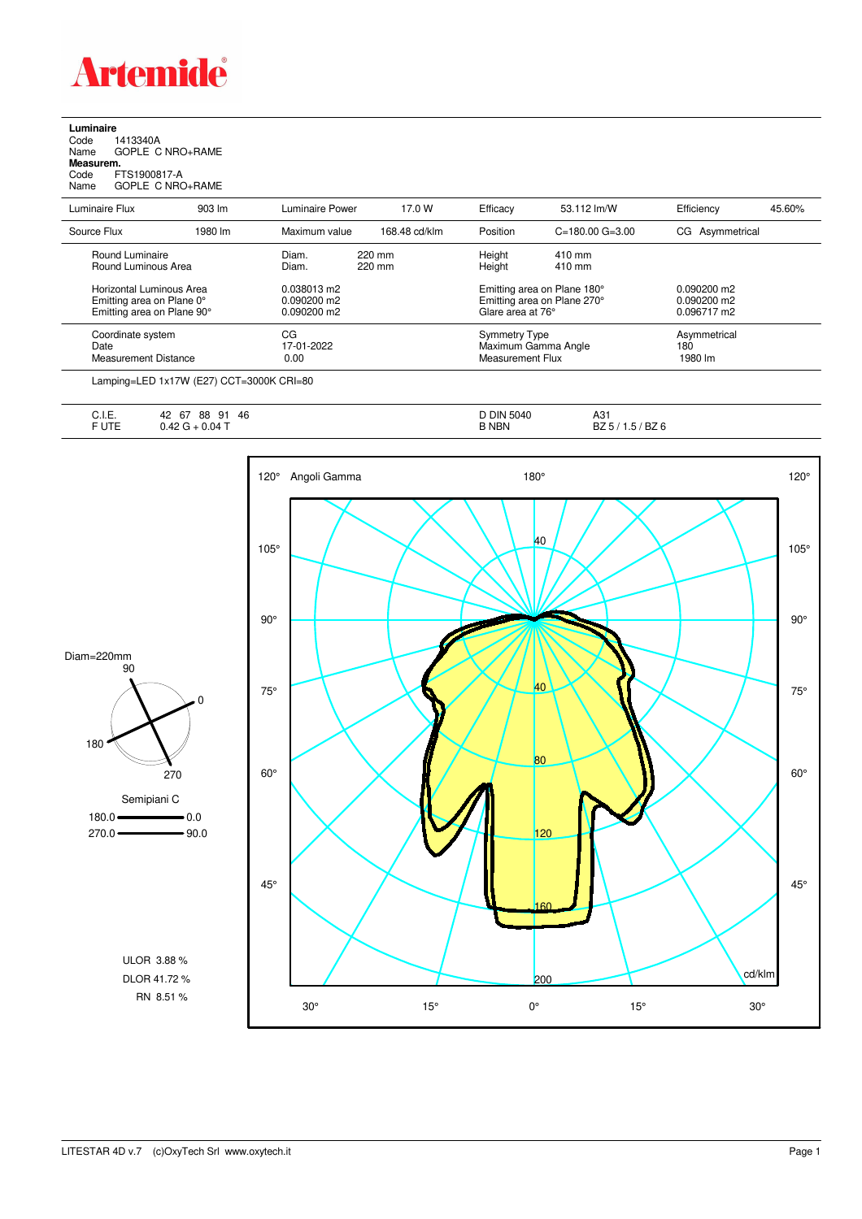# Artemide

**Luminaire**

Code 1413340A
Name GOPLE C NRO+RAME

**Measurem.**

Code FTS1900817-A
Name GOPLE C NRO+RAME

| Luminaire Flux | 903 lm | Luminaire Power | 17.0 W | Efficacy | 53.112 lm/W | Efficiency | 45.60% |
|---|---|---|---|---|---|---|---|
| Source Flux | 1980 lm | Maximum value | 168.48 cd/klm | Position | C=180.00 G=3.00 | CG Asymmetrical | |

| | | | |
|---|---|---|---|
| Round Luminaire | Diam. 220 mm | Height 410 mm | |
| Round Luminous Area | Diam. 220 mm | Height 410 mm | |
| Horizontal Luminous Area | 0.038013 m2 | Emitting area on Plane 180° | 0.090200 m2 |
| Emitting area on Plane 0° | 0.090200 m2 | Emitting area on Plane 270° | 0.090200 m2 |
| Emitting area on Plane 90° | 0.090200 m2 | Glare area at 76° | 0.096717 m2 |
| Coordinate system | CG | Symmetry Type | Asymmetrical |
| Date | 17-01-2022 | Maximum Gamma Angle | 180 |
| Measurement Distance | 0.00 | Measurement Flux | 1980 lm |

Lamping=LED 1x17W (E27) CCT=3000K CRI=80

| | | | |
|---|---|---|---|
| C.I.E. | 42 67 88 91 46 | D DIN 5040 | A31 |
| F UTE | 0.42 G + 0.04 T | B NBN | BZ 5 / 1.5 / BZ 6 |

Diam=220mm

Semipiani C

180.0 — 0.0
270.0 — 90.0

ULOR 3.88 %
DLOR 41.72 %
RN 8.51 %

Angoli Gamma

cd/klm

LITESTAR 4D v.7 (c)OxyTech Srl www.oxytech.it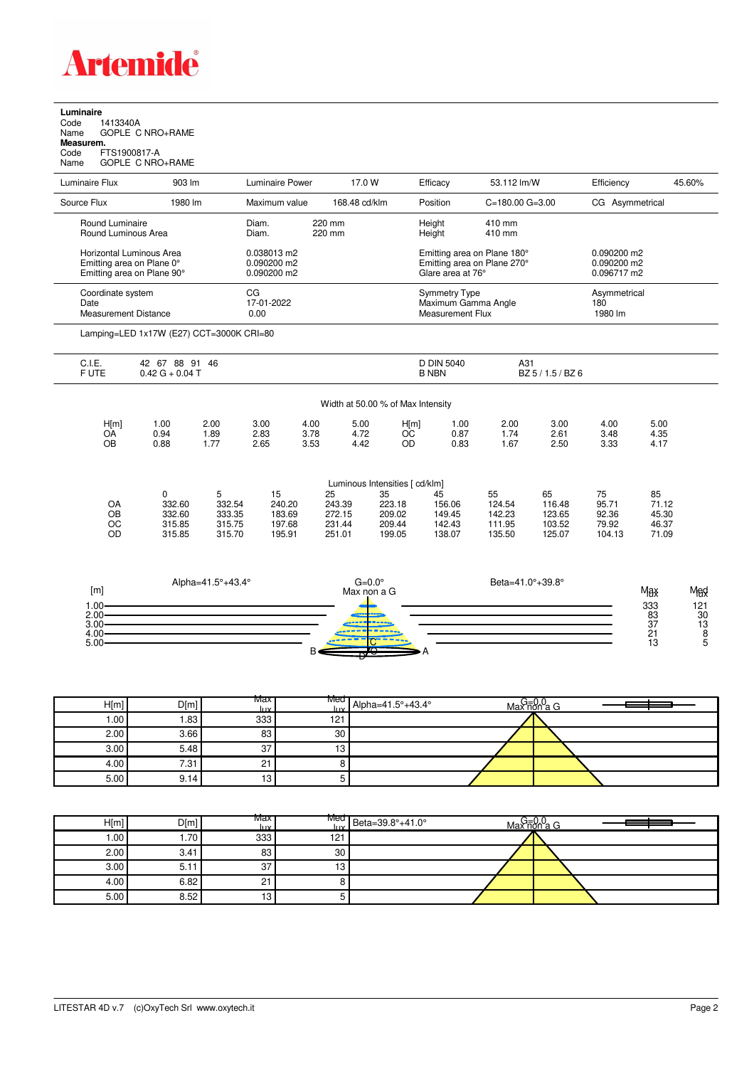**Artemide**

**Luminaire**
Code 1413340A
Name GOPLE C NRO+RAME
**Measurem.**
Code FTS1900817-A
Name GOPLE C NRO+RAME

| | | | | | | | |
|---|---|---|---|---|---|---|---|
| Luminaire Flux | 903 lm | Luminaire Power | 17.0 W | Efficacy | 53.112 lm/W | Efficiency | 45.60% |
| Source Flux | 1980 lm | Maximum value | 168.48 cd/klm | Position | C=180.00 G=3.00 | CG | Asymmetrical |

| | | | |
|---|---|---|---|
| Round Luminaire | Diam. 220 mm | Height | 410 mm |
| Round Luminous Area | Diam. 220 mm | Height | 410 mm |
| Horizontal Luminous Area | 0.038013 m2 | Emitting area on Plane 180° | 0.090200 m2 |
| Emitting area on Plane 0° | 0.090200 m2 | Emitting area on Plane 270° | 0.090200 m2 |
| Emitting area on Plane 90° | 0.090200 m2 | Glare area at 76° | 0.096717 m2 |

| | | | |
|---|---|---|---|
| Coordinate system | CG | Symmetry Type | Asymmetrical |
| Date | 17-01-2022 | Maximum Gamma Angle | 180 |
| Measurement Distance | 0.00 | Measurement Flux | 1980 lm |

Lamping=LED 1x17W (E27) CCT=3000K CRI=80

| | | | |
|---|---|---|---|
| C.I.E. | 42 67 88 91 46 | D DIN 5040 | A31 |
| F UTE | 0.42 G + 0.04 T | B NBN | BZ 5 / 1.5 / BZ 6 |

Width at 50.00 % of Max Intensity

| H[m] | 1.00 | 2.00 | 3.00 | 4.00 | 5.00 | H[m] | 1.00 | 2.00 | 3.00 | 4.00 | 5.00 |
|---|---|---|---|---|---|---|---|---|---|---|---|
| OA | 0.94 | 1.89 | 2.83 | 3.78 | 4.72 | OC | 0.87 | 1.74 | 2.61 | 3.48 | 4.35 |
| OB | 0.88 | 1.77 | 2.65 | 3.53 | 4.42 | OD | 0.83 | 1.67 | 2.50 | 3.33 | 4.17 |

Luminous Intensities [ cd/klm]

| | 0 | 5 | 15 | 25 | 35 | 45 | 55 | 65 | 75 | 85 |
|---|---|---|---|---|---|---|---|---|---|---|
| OA | 332.60 | 332.54 | 240.20 | 243.39 | 223.18 | 156.06 | 124.54 | 116.48 | 95.71 | 71.12 |
| OB | 332.60 | 333.35 | 183.69 | 272.15 | 209.02 | 149.45 | 142.23 | 123.65 | 92.36 | 45.30 |
| OC | 315.85 | 315.75 | 197.68 | 231.44 | 209.44 | 142.43 | 111.95 | 103.52 | 79.92 | 46.37 |
| OD | 315.85 | 315.70 | 195.91 | 251.01 | 199.05 | 138.07 | 135.50 | 125.07 | 104.13 | 71.09 |

[m]
Alpha=41.5°+43.4°
G=0.0°
Max non a G
Beta=41.0°+39.8°
1.00
2.00
3.00
4.00
5.00
B C D O A

| Max lux | Med lux |
|---|---|
| 333 | 121 |
| 83 | 30 |
| 37 | 13 |
| 21 | 8 |
| 13 | 5 |

| H[m] | D[m] | Max lux | Med lux | Alpha=41.5°+43.4° G=0.0 Max non a G |
|---|---|---|---|---|
| 1.00 | 1.83 | 333 | 121 | |
| 2.00 | 3.66 | 83 | 30 | |
| 3.00 | 5.48 | 37 | 13 | |
| 4.00 | 7.31 | 21 | 8 | |
| 5.00 | 9.14 | 13 | 5 | |

| H[m] | D[m] | Max lux | Med lux | Beta=39.8°+41.0° G=0.0 Max non a G |
|---|---|---|---|---|
| 1.00 | 1.70 | 333 | 121 | |
| 2.00 | 3.41 | 83 | 30 | |
| 3.00 | 5.11 | 37 | 13 | |
| 4.00 | 6.82 | 21 | 8 | |
| 5.00 | 8.52 | 13 | 5 | |

LITESTAR 4D v.7 (c)OxyTech Srl www.oxytech.it